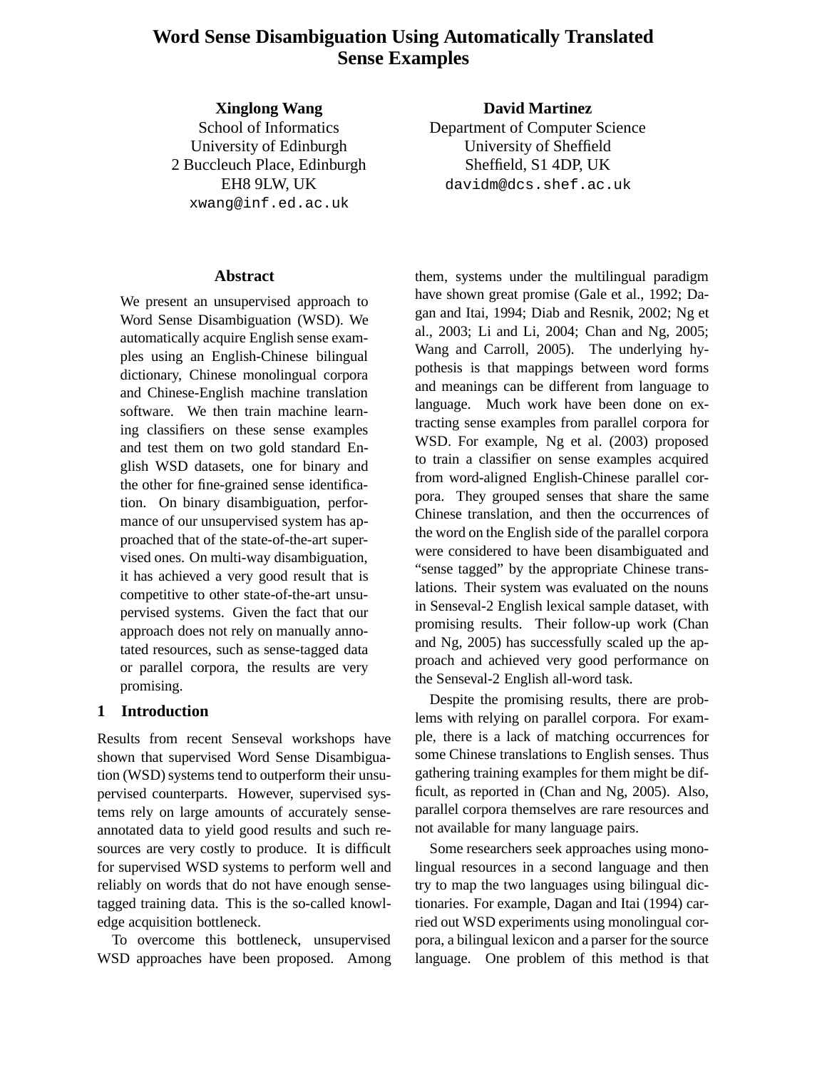# Word Sense Disambiguation Using Automatically Translated Sense Examples

**Xinglong Wang**
School of Informatics
University of Edinburgh
2 Buccleuch Place, Edinburgh
EH8 9LW, UK
xwang@inf.ed.ac.uk

**David Martinez**
Department of Computer Science
University of Sheffield
Sheffield, S1 4DP, UK
davidm@dcs.shef.ac.uk

## Abstract

We present an unsupervised approach to Word Sense Disambiguation (WSD). We automatically acquire English sense examples using an English-Chinese bilingual dictionary, Chinese monolingual corpora and Chinese-English machine translation software. We then train machine learning classifiers on these sense examples and test them on two gold standard English WSD datasets, one for binary and the other for fine-grained sense identification. On binary disambiguation, performance of our unsupervised system has approached that of the state-of-the-art supervised ones. On multi-way disambiguation, it has achieved a very good result that is competitive to other state-of-the-art unsupervised systems. Given the fact that our approach does not rely on manually annotated resources, such as sense-tagged data or parallel corpora, the results are very promising.

## 1 Introduction

Results from recent Senseval workshops have shown that supervised Word Sense Disambiguation (WSD) systems tend to outperform their unsupervised counterparts. However, supervised systems rely on large amounts of accurately sense-annotated data to yield good results and such resources are very costly to produce. It is difficult for supervised WSD systems to perform well and reliably on words that do not have enough sense-tagged training data. This is the so-called knowledge acquisition bottleneck.

To overcome this bottleneck, unsupervised WSD approaches have been proposed. Among them, systems under the multilingual paradigm have shown great promise (Gale et al., 1992; Dagan and Itai, 1994; Diab and Resnik, 2002; Ng et al., 2003; Li and Li, 2004; Chan and Ng, 2005; Wang and Carroll, 2005). The underlying hypothesis is that mappings between word forms and meanings can be different from language to language. Much work have been done on extracting sense examples from parallel corpora for WSD. For example, Ng et al. (2003) proposed to train a classifier on sense examples acquired from word-aligned English-Chinese parallel corpora. They grouped senses that share the same Chinese translation, and then the occurrences of the word on the English side of the parallel corpora were considered to have been disambiguated and "sense tagged" by the appropriate Chinese translations. Their system was evaluated on the nouns in Senseval-2 English lexical sample dataset, with promising results. Their follow-up work (Chan and Ng, 2005) has successfully scaled up the approach and achieved very good performance on the Senseval-2 English all-word task.

Despite the promising results, there are problems with relying on parallel corpora. For example, there is a lack of matching occurrences for some Chinese translations to English senses. Thus gathering training examples for them might be difficult, as reported in (Chan and Ng, 2005). Also, parallel corpora themselves are rare resources and not available for many language pairs.

Some researchers seek approaches using monolingual resources in a second language and then try to map the two languages using bilingual dictionaries. For example, Dagan and Itai (1994) carried out WSD experiments using monolingual corpora, a bilingual lexicon and a parser for the source language. One problem of this method is that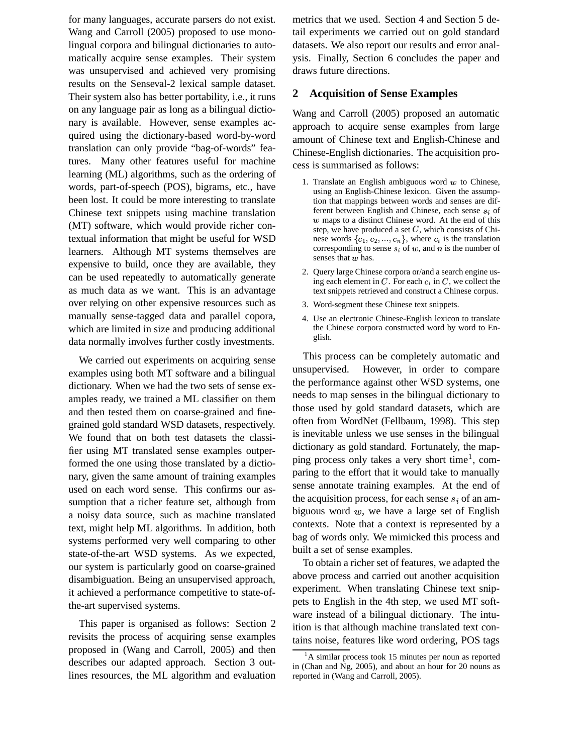for many languages, accurate parsers do not exist. Wang and Carroll (2005) proposed to use monolingual corpora and bilingual dictionaries to automatically acquire sense examples. Their system was unsupervised and achieved very promising results on the Senseval-2 lexical sample dataset. Their system also has better portability, i.e., it runs on any language pair as long as a bilingual dictionary is available. However, sense examples acquired using the dictionary-based word-by-word translation can only provide "bag-of-words" features. Many other features useful for machine learning (ML) algorithms, such as the ordering of words, part-of-speech (POS), bigrams, etc., have been lost. It could be more interesting to translate Chinese text snippets using machine translation (MT) software, which would provide richer contextual information that might be useful for WSD learners. Although MT systems themselves are expensive to build, once they are available, they can be used repeatedly to automatically generate as much data as we want. This is an advantage over relying on other expensive resources such as manually sense-tagged data and parallel copora, which are limited in size and producing additional data normally involves further costly investments.

We carried out experiments on acquiring sense examples using both MT software and a bilingual dictionary. When we had the two sets of sense examples ready, we trained a ML classifier on them and then tested them on coarse-grained and fine-grained gold standard WSD datasets, respectively. We found that on both test datasets the classifier using MT translated sense examples outperformed the one using those translated by a dictionary, given the same amount of training examples used on each word sense. This confirms our assumption that a richer feature set, although from a noisy data source, such as machine translated text, might help ML algorithms. In addition, both systems performed very well comparing to other state-of-the-art WSD systems. As we expected, our system is particularly good on coarse-grained disambiguation. Being an unsupervised approach, it achieved a performance competitive to state-of-the-art supervised systems.

This paper is organised as follows: Section 2 revisits the process of acquiring sense examples proposed in (Wang and Carroll, 2005) and then describes our adapted approach. Section 3 outlines resources, the ML algorithm and evaluation metrics that we used. Section 4 and Section 5 detail experiments we carried out on gold standard datasets. We also report our results and error analysis. Finally, Section 6 concludes the paper and draws future directions.

## 2 Acquisition of Sense Examples

Wang and Carroll (2005) proposed an automatic approach to acquire sense examples from large amount of Chinese text and English-Chinese and Chinese-English dictionaries. The acquisition process is summarised as follows:

1. Translate an English ambiguous word $w$ to Chinese, using an English-Chinese lexicon. Given the assumption that mappings between words and senses are different between English and Chinese, each sense $s_i$ of $w$ maps to a distinct Chinese word. At the end of this step, we have produced a set $C$, which consists of Chinese words $\{c_1, c_2, ..., c_n\}$, where $c_i$ is the translation corresponding to sense $s_i$ of $w$, and $n$ is the number of senses that $w$ has.
2. Query large Chinese corpora or/and a search engine using each element in $C$. For each $c_i$ in $C$, we collect the text snippets retrieved and construct a Chinese corpus.
3. Word-segment these Chinese text snippets.
4. Use an electronic Chinese-English lexicon to translate the Chinese corpora constructed word by word to English.

This process can be completely automatic and unsupervised. However, in order to compare the performance against other WSD systems, one needs to map senses in the bilingual dictionary to those used by gold standard datasets, which are often from WordNet (Fellbaum, 1998). This step is inevitable unless we use senses in the bilingual dictionary as gold standard. Fortunately, the mapping process only takes a very short time[1], comparing to the effort that it would take to manually sense annotate training examples. At the end of the acquisition process, for each sense $s_i$ of an ambiguous word $w$, we have a large set of English contexts. Note that a context is represented by a bag of words only. We mimicked this process and built a set of sense examples.

To obtain a richer set of features, we adapted the above process and carried out another acquisition experiment. When translating Chinese text snippets to English in the 4th step, we used MT software instead of a bilingual dictionary. The intuition is that although machine translated text contains noise, features like word ordering, POS tags

[1] A similar process took 15 minutes per noun as reported in (Chan and Ng, 2005), and about an hour for 20 nouns as reported in (Wang and Carroll, 2005).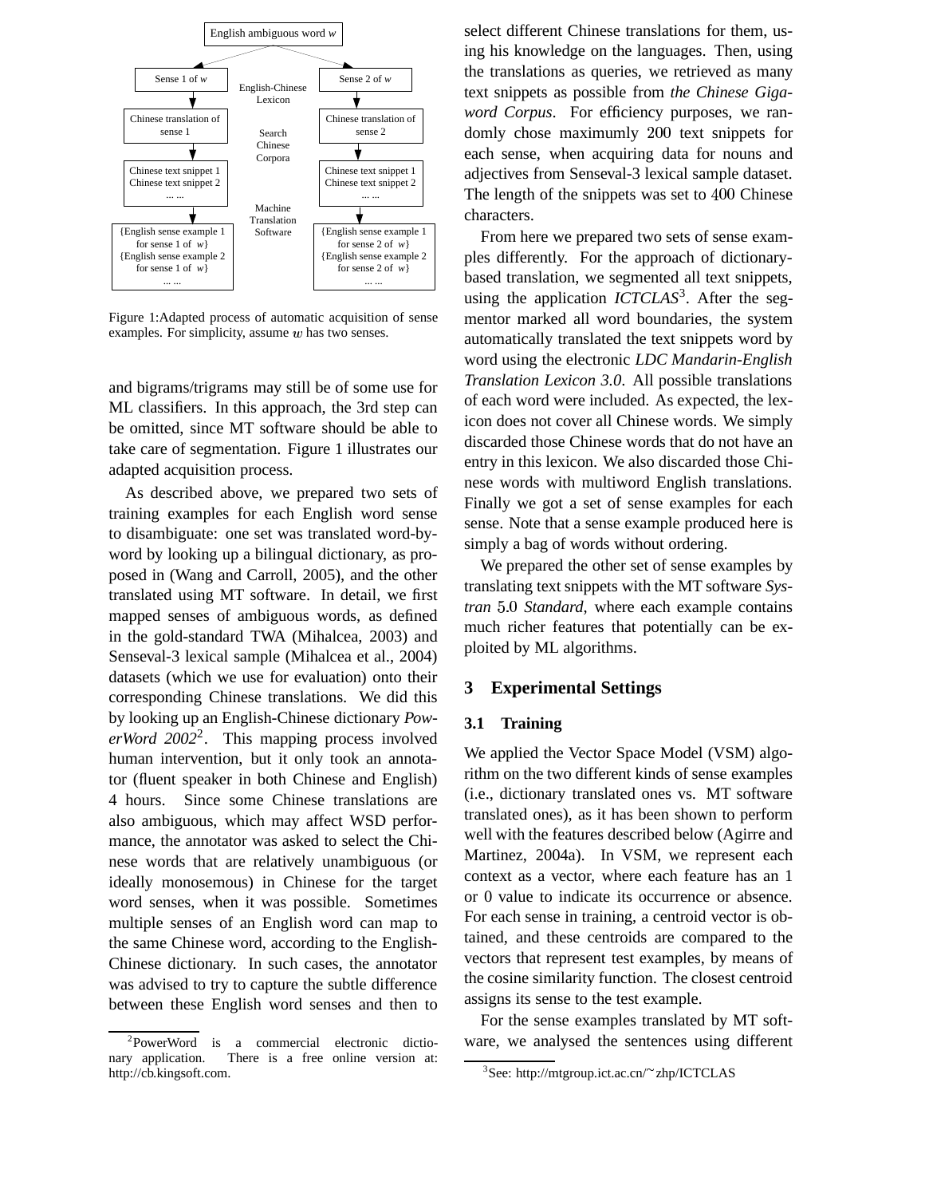English ambiguous word $w$

Sense 1 of $w$ | English-Chinese Lexicon | Sense 2 of $w$

Chinese translation of sense 1 | Search Chinese Corpora | Chinese translation of sense 2

Chinese text snippet 1
Chinese text snippet 2
... ...

Machine Translation Software

{English sense example 1 for sense 1 of $w$}
{English sense example 2 for sense 1 of $w$}
... ...

{English sense example 1 for sense 2 of $w$}
{English sense example 2 for sense 2 of $w$}
... ...

Figure 1:Adapted process of automatic acquisition of sense examples. For simplicity, assume $w$ has two senses.

and bigrams/trigrams may still be of some use for ML classifiers. In this approach, the 3rd step can be omitted, since MT software should be able to take care of segmentation. Figure 1 illustrates our adapted acquisition process.

As described above, we prepared two sets of training examples for each English word sense to disambiguate: one set was translated word-by-word by looking up a bilingual dictionary, as proposed in (Wang and Carroll, 2005), and the other translated using MT software. In detail, we first mapped senses of ambiguous words, as defined in the gold-standard TWA (Mihalcea, 2003) and Senseval-3 lexical sample (Mihalcea et al., 2004) datasets (which we use for evaluation) onto their corresponding Chinese translations. We did this by looking up an English-Chinese dictionary *PowerWord 2002*[2]. This mapping process involved human intervention, but it only took an annotator (fluent speaker in both Chinese and English) 4 hours. Since some Chinese translations are also ambiguous, which may affect WSD performance, the annotator was asked to select the Chinese words that are relatively unambiguous (or ideally monosemous) in Chinese for the target word senses, when it was possible. Sometimes multiple senses of an English word can map to the same Chinese word, according to the English-Chinese dictionary. In such cases, the annotator was advised to try to capture the subtle difference between these English word senses and then to select different Chinese translations for them, using his knowledge on the languages. Then, using the translations as queries, we retrieved as many text snippets as possible from *the Chinese Gigaword Corpus*. For efficiency purposes, we randomly chose maximumly 200 text snippets for each sense, when acquiring data for nouns and adjectives from Senseval-3 lexical sample dataset. The length of the snippets was set to 400 Chinese characters.

From here we prepared two sets of sense examples differently. For the approach of dictionary-based translation, we segmented all text snippets, using the application *ICTCLAS*[3]. After the segmentor marked all word boundaries, the system automatically translated the text snippets word by word using the electronic *LDC Mandarin-English Translation Lexicon 3.0*. All possible translations of each word were included. As expected, the lexicon does not cover all Chinese words. We simply discarded those Chinese words that do not have an entry in this lexicon. We also discarded those Chinese words with multiword English translations. Finally we got a set of sense examples for each sense. Note that a sense example produced here is simply a bag of words without ordering.

We prepared the other set of sense examples by translating text snippets with the MT software *Systran 5.0 Standard*, where each example contains much richer features that potentially can be exploited by ML algorithms.

## 3 Experimental Settings

### 3.1 Training

We applied the Vector Space Model (VSM) algorithm on the two different kinds of sense examples (i.e., dictionary translated ones vs. MT software translated ones), as it has been shown to perform well with the features described below (Agirre and Martinez, 2004a). In VSM, we represent each context as a vector, where each feature has an 1 or 0 value to indicate its occurrence or absence. For each sense in training, a centroid vector is obtained, and these centroids are compared to the vectors that represent test examples, by means of the cosine similarity function. The closest centroid assigns its sense to the test example.

For the sense examples translated by MT software, we analysed the sentences using different

[2]PowerWord is a commercial electronic dictionary application. There is a free online version at: http://cb.kingsoft.com.

[3]See: http://mtgroup.ict.ac.cn/~zhp/ICTCLAS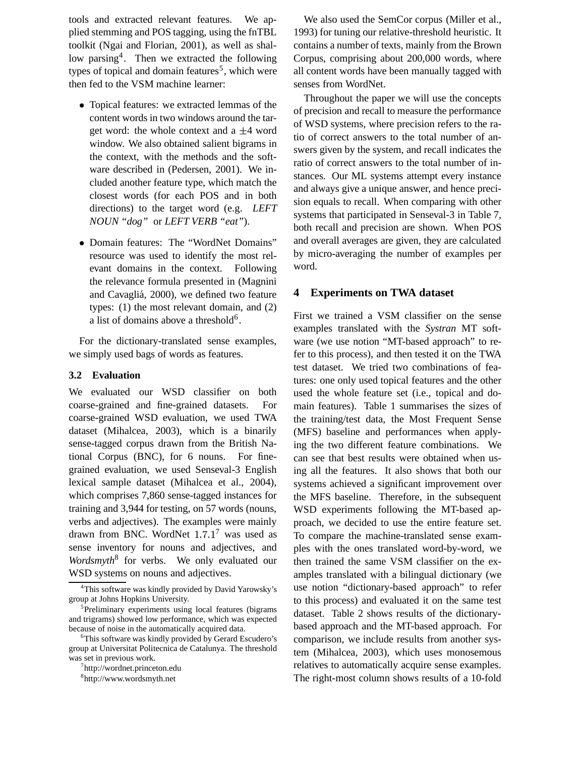tools and extracted relevant features. We applied stemming and POS tagging, using the fnTBL toolkit (Ngai and Florian, 2001), as well as shallow parsing[4]. Then we extracted the following types of topical and domain features[5], which were then fed to the VSM machine learner:

- Topical features: we extracted lemmas of the content words in two windows around the target word: the whole context and a $\pm 4$ word window. We also obtained salient bigrams in the context, with the methods and the software described in (Pedersen, 2001). We included another feature type, which match the closest words (for each POS and in both directions) to the target word (e.g. *LEFT NOUN "dog"* or *LEFT VERB "eat"*).
- Domain features: The "WordNet Domains" resource was used to identify the most relevant domains in the context. Following the relevance formula presented in (Magnini and Cavagliá, 2000), we defined two feature types: (1) the most relevant domain, and (2) a list of domains above a threshold[6].

For the dictionary-translated sense examples, we simply used bags of words as features.

### 3.2 Evaluation

We evaluated our WSD classifier on both coarse-grained and fine-grained datasets. For coarse-grained WSD evaluation, we used TWA dataset (Mihalcea, 2003), which is a binarily sense-tagged corpus drawn from the British National Corpus (BNC), for 6 nouns. For fine-grained evaluation, we used Senseval-3 English lexical sample dataset (Mihalcea et al., 2004), which comprises 7,860 sense-tagged instances for training and 3,944 for testing, on 57 words (nouns, verbs and adjectives). The examples were mainly drawn from BNC. WordNet 1.7.1[7] was used as sense inventory for nouns and adjectives, and *Wordsmyth*[8] for verbs. We only evaluated our WSD systems on nouns and adjectives.

We also used the SemCor corpus (Miller et al., 1993) for tuning our relative-threshold heuristic. It contains a number of texts, mainly from the Brown Corpus, comprising about 200,000 words, where all content words have been manually tagged with senses from WordNet.

Throughout the paper we will use the concepts of precision and recall to measure the performance of WSD systems, where precision refers to the ratio of correct answers to the total number of answers given by the system, and recall indicates the ratio of correct answers to the total number of instances. Our ML systems attempt every instance and always give a unique answer, and hence precision equals to recall. When comparing with other systems that participated in Senseval-3 in Table 7, both recall and precision are shown. When POS and overall averages are given, they are calculated by micro-averaging the number of examples per word.

## 4 Experiments on TWA dataset

First we trained a VSM classifier on the sense examples translated with the *Systran* MT software (we use notion "MT-based approach" to refer to this process), and then tested it on the TWA test dataset. We tried two combinations of features: one only used topical features and the other used the whole feature set (i.e., topical and domain features). Table 1 summarises the sizes of the training/test data, the Most Frequent Sense (MFS) baseline and performances when applying the two different feature combinations. We can see that best results were obtained when using all the features. It also shows that both our systems achieved a significant improvement over the MFS baseline. Therefore, in the subsequent WSD experiments following the MT-based approach, we decided to use the entire feature set. To compare the machine-translated sense examples with the ones translated word-by-word, we then trained the same VSM classifier on the examples translated with a bilingual dictionary (we use notion "dictionary-based approach" to refer to this process) and evaluated it on the same test dataset. Table 2 shows results of the dictionary-based approach and the MT-based approach. For comparison, we include results from another system (Mihalcea, 2003), which uses monosemous relatives to automatically acquire sense examples. The right-most column shows results of a 10-fold

---

[4] This software was kindly provided by David Yarowsky's group at Johns Hopkins University.

[5] Preliminary experiments using local features (bigrams and trigrams) showed low performance, which was expected because of noise in the automatically acquired data.

[6] This software was kindly provided by Gerard Escudero's group at Universitat Politecnica de Catalunya. The threshold was set in previous work.

[7] http://wordnet.princeton.edu

[8] http://www.wordsmyth.net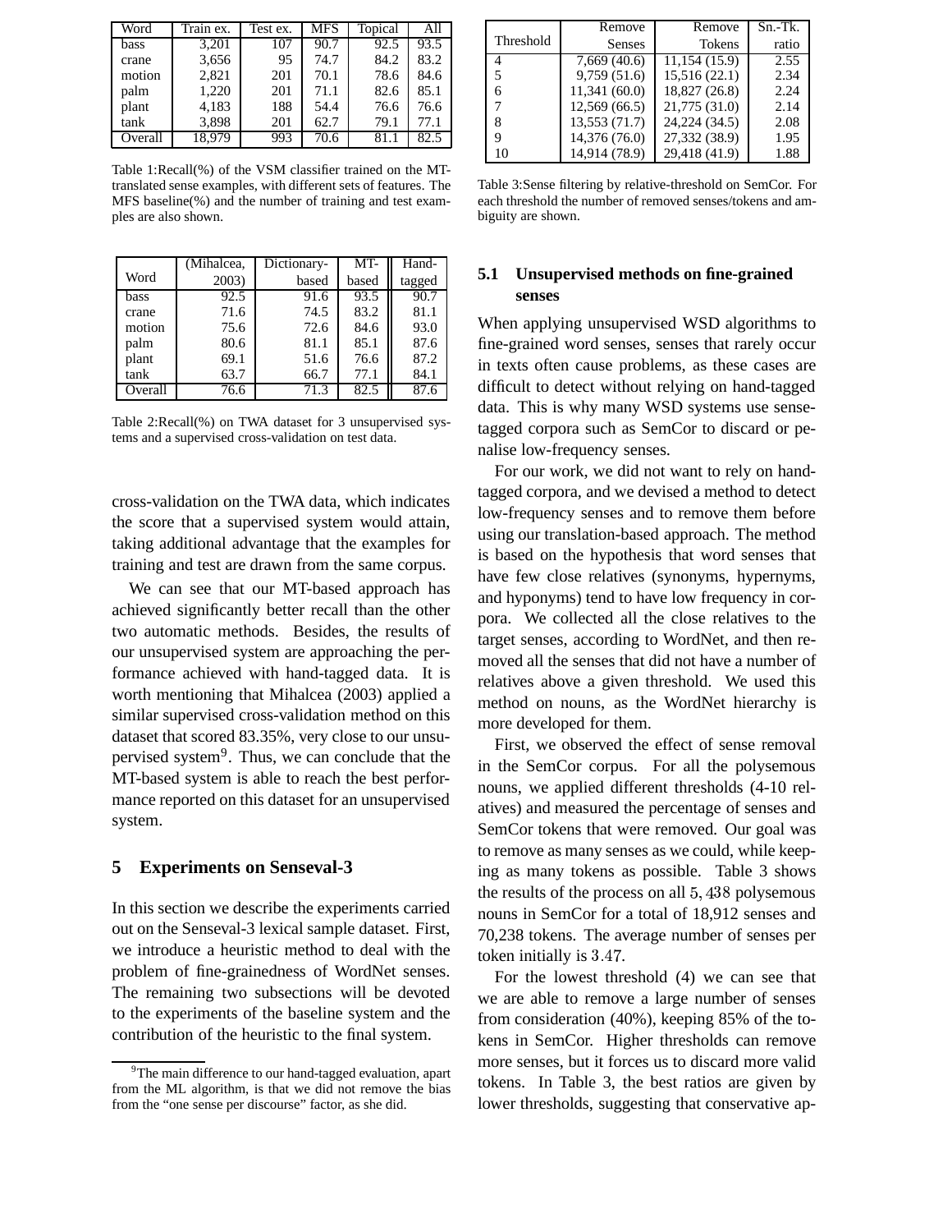| Word | Train ex. | Test ex. | MFS | Topical | All |
|---|---|---|---|---|---|
| bass | 3,201 | 107 | 90.7 | 92.5 | 93.5 |
| crane | 3,656 | 95 | 74.7 | 84.2 | 83.2 |
| motion | 2,821 | 201 | 70.1 | 78.6 | 84.6 |
| palm | 1,220 | 201 | 71.1 | 82.6 | 85.1 |
| plant | 4,183 | 188 | 54.4 | 76.6 | 76.6 |
| tank | 3,898 | 201 | 62.7 | 79.1 | 77.1 |
| Overall | 18,979 | 993 | 70.6 | 81.1 | 82.5 |

Table 1:Recall(%) of the VSM classifier trained on the MT-translated sense examples, with different sets of features. The MFS baseline(%) and the number of training and test examples are also shown.

| Word | (Mihalcea, 2003) | Dictionary-based | MT-based | Hand-tagged |
|---|---|---|---|---|
| bass | 92.5 | 91.6 | 93.5 | 90.7 |
| crane | 71.6 | 74.5 | 83.2 | 81.1 |
| motion | 75.6 | 72.6 | 84.6 | 93.0 |
| palm | 80.6 | 81.1 | 85.1 | 87.6 |
| plant | 69.1 | 51.6 | 76.6 | 87.2 |
| tank | 63.7 | 66.7 | 77.1 | 84.1 |
| Overall | 76.6 | 71.3 | 82.5 | 87.6 |

Table 2:Recall(%) on TWA dataset for 3 unsupervised systems and a supervised cross-validation on test data.

cross-validation on the TWA data, which indicates the score that a supervised system would attain, taking additional advantage that the examples for training and test are drawn from the same corpus.

We can see that our MT-based approach has achieved significantly better recall than the other two automatic methods. Besides, the results of our unsupervised system are approaching the performance achieved with hand-tagged data. It is worth mentioning that Mihalcea (2003) applied a similar supervised cross-validation method on this dataset that scored 83.35%, very close to our unsupervised system[9]. Thus, we can conclude that the MT-based system is able to reach the best performance reported on this dataset for an unsupervised system.

## 5 Experiments on Senseval-3

In this section we describe the experiments carried out on the Senseval-3 lexical sample dataset. First, we introduce a heuristic method to deal with the problem of fine-grainedness of WordNet senses. The remaining two subsections will be devoted to the experiments of the baseline system and the contribution of the heuristic to the final system.

[9] The main difference to our hand-tagged evaluation, apart from the ML algorithm, is that we did not remove the bias from the "one sense per discourse" factor, as she did.

| Threshold | Remove Senses | Remove Tokens | Sn.-Tk. ratio |
|---|---|---|---|
| 4 | 7,669 (40.6) | 11,154 (15.9) | 2.55 |
| 5 | 9,759 (51.6) | 15,516 (22.1) | 2.34 |
| 6 | 11,341 (60.0) | 18,827 (26.8) | 2.24 |
| 7 | 12,569 (66.5) | 21,775 (31.0) | 2.14 |
| 8 | 13,553 (71.7) | 24,224 (34.5) | 2.08 |
| 9 | 14,376 (76.0) | 27,332 (38.9) | 1.95 |
| 10 | 14,914 (78.9) | 29,418 (41.9) | 1.88 |

Table 3:Sense filtering by relative-threshold on SemCor. For each threshold the number of removed senses/tokens and ambiguity are shown.

### 5.1 Unsupervised methods on fine-grained senses

When applying unsupervised WSD algorithms to fine-grained word senses, senses that rarely occur in texts often cause problems, as these cases are difficult to detect without relying on hand-tagged data. This is why many WSD systems use sense-tagged corpora such as SemCor to discard or penalise low-frequency senses.

For our work, we did not want to rely on hand-tagged corpora, and we devised a method to detect low-frequency senses and to remove them before using our translation-based approach. The method is based on the hypothesis that word senses that have few close relatives (synonyms, hypernyms, and hyponyms) tend to have low frequency in corpora. We collected all the close relatives to the target senses, according to WordNet, and then removed all the senses that did not have a number of relatives above a given threshold. We used this method on nouns, as the WordNet hierarchy is more developed for them.

First, we observed the effect of sense removal in the SemCor corpus. For all the polysemous nouns, we applied different thresholds (4-10 relatives) and measured the percentage of senses and SemCor tokens that were removed. Our goal was to remove as many senses as we could, while keeping as many tokens as possible. Table 3 shows the results of the process on all $5,438$ polysemous nouns in SemCor for a total of 18,912 senses and 70,238 tokens. The average number of senses per token initially is $3.47$.

For the lowest threshold (4) we can see that we are able to remove a large number of senses from consideration (40%), keeping 85% of the tokens in SemCor. Higher thresholds can remove more senses, but it forces us to discard more valid tokens. In Table 3, the best ratios are given by lower thresholds, suggesting that conservative ap-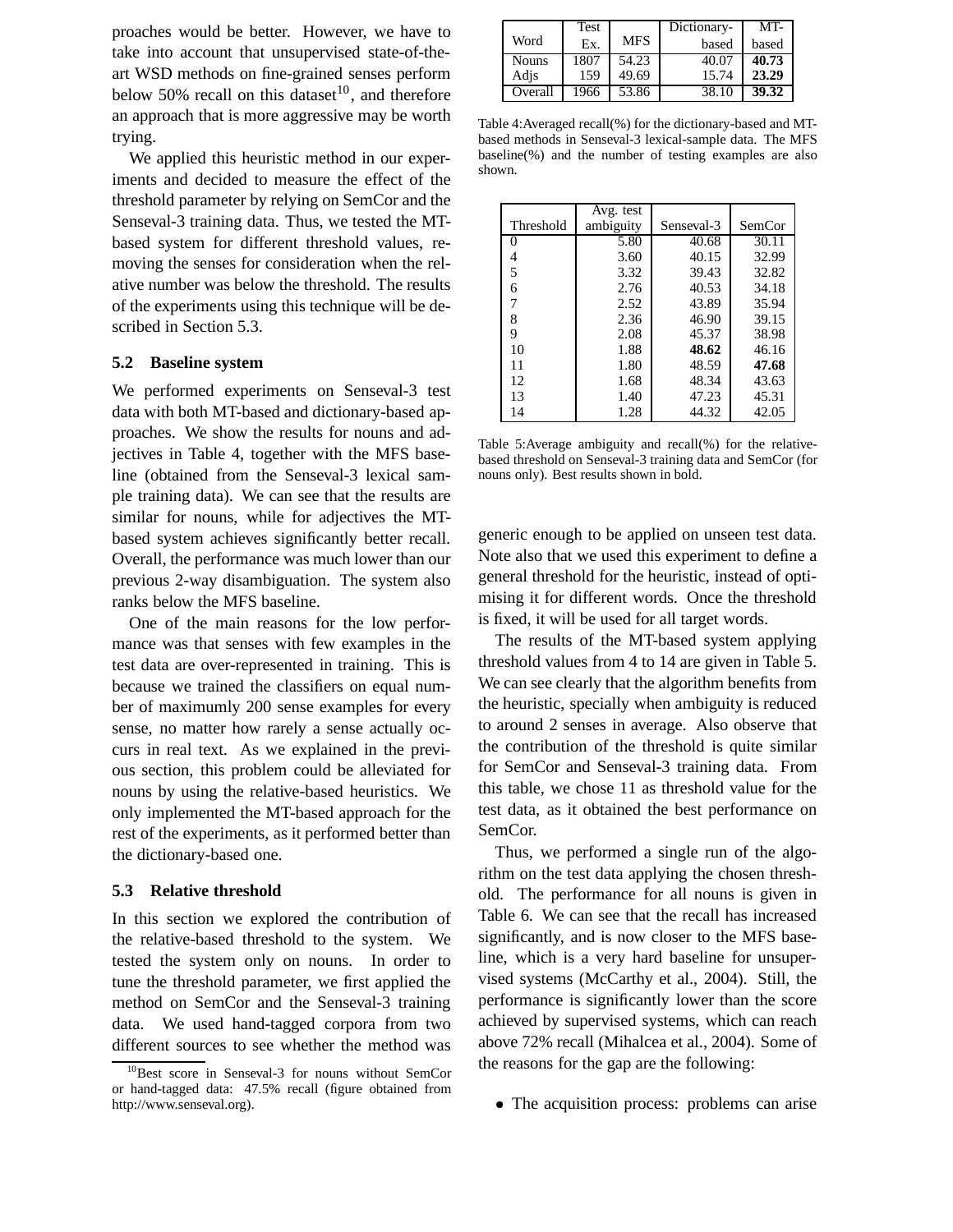proaches would be better. However, we have to take into account that unsupervised state-of-the-art WSD methods on fine-grained senses perform below 50% recall on this dataset[10], and therefore an approach that is more aggressive may be worth trying.

We applied this heuristic method in our experiments and decided to measure the effect of the threshold parameter by relying on SemCor and the Senseval-3 training data. Thus, we tested the MT-based system for different threshold values, removing the senses for consideration when the relative number was below the threshold. The results of the experiments using this technique will be described in Section 5.3.

## 5.2 Baseline system

We performed experiments on Senseval-3 test data with both MT-based and dictionary-based approaches. We show the results for nouns and adjectives in Table 4, together with the MFS baseline (obtained from the Senseval-3 lexical sample training data). We can see that the results are similar for nouns, while for adjectives the MT-based system achieves significantly better recall. Overall, the performance was much lower than our previous 2-way disambiguation. The system also ranks below the MFS baseline.

One of the main reasons for the low performance was that senses with few examples in the test data are over-represented in training. This is because we trained the classifiers on equal number of maximumly 200 sense examples for every sense, no matter how rarely a sense actually occurs in real text. As we explained in the previous section, this problem could be alleviated for nouns by using the relative-based heuristics. We only implemented the MT-based approach for the rest of the experiments, as it performed better than the dictionary-based one.

## 5.3 Relative threshold

In this section we explored the contribution of the relative-based threshold to the system. We tested the system only on nouns. In order to tune the threshold parameter, we first applied the method on SemCor and the Senseval-3 training data. We used hand-tagged corpora from two different sources to see whether the method was generic enough to be applied on unseen test data. Note also that we used this experiment to define a general threshold for the heuristic, instead of optimising it for different words. Once the threshold is fixed, it will be used for all target words.

[10] Best score in Senseval-3 for nouns without SemCor or hand-tagged data: 47.5% recall (figure obtained from http://www.senseval.org).

| Word | Test Ex. | MFS | Dictionary-based | MT-based |
|---|---|---|---|---|
| Nouns | 1807 | 54.23 | 40.07 | **40.73** |
| Adjs | 159 | 49.69 | 15.74 | **23.29** |
| Overall | 1966 | 53.86 | 38.10 | **39.32** |

Table 4:Averaged recall(%) for the dictionary-based and MT-based methods in Senseval-3 lexical-sample data. The MFS baseline(%) and the number of testing examples are also shown.

| Threshold | Avg. test ambiguity | Senseval-3 | SemCor |
|---|---|---|---|
| 0 | 5.80 | 40.68 | 30.11 |
| 4 | 3.60 | 40.15 | 32.99 |
| 5 | 3.32 | 39.43 | 32.82 |
| 6 | 2.76 | 40.53 | 34.18 |
| 7 | 2.52 | 43.89 | 35.94 |
| 8 | 2.36 | 46.90 | 39.15 |
| 9 | 2.08 | 45.37 | 38.98 |
| 10 | 1.88 | **48.62** | 46.16 |
| 11 | 1.80 | 48.59 | **47.68** |
| 12 | 1.68 | 48.34 | 43.63 |
| 13 | 1.40 | 47.23 | 45.31 |
| 14 | 1.28 | 44.32 | 42.05 |

Table 5:Average ambiguity and recall(%) for the relative-based threshold on Senseval-3 training data and SemCor (for nouns only). Best results shown in bold.

The results of the MT-based system applying threshold values from 4 to 14 are given in Table 5. We can see clearly that the algorithm benefits from the heuristic, specially when ambiguity is reduced to around 2 senses in average. Also observe that the contribution of the threshold is quite similar for SemCor and Senseval-3 training data. From this table, we chose 11 as threshold value for the test data, as it obtained the best performance on SemCor.

Thus, we performed a single run of the algorithm on the test data applying the chosen threshold. The performance for all nouns is given in Table 6. We can see that the recall has increased significantly, and is now closer to the MFS baseline, which is a very hard baseline for unsupervised systems (McCarthy et al., 2004). Still, the performance is significantly lower than the score achieved by supervised systems, which can reach above 72% recall (Mihalcea et al., 2004). Some of the reasons for the gap are the following:

- The acquisition process: problems can arise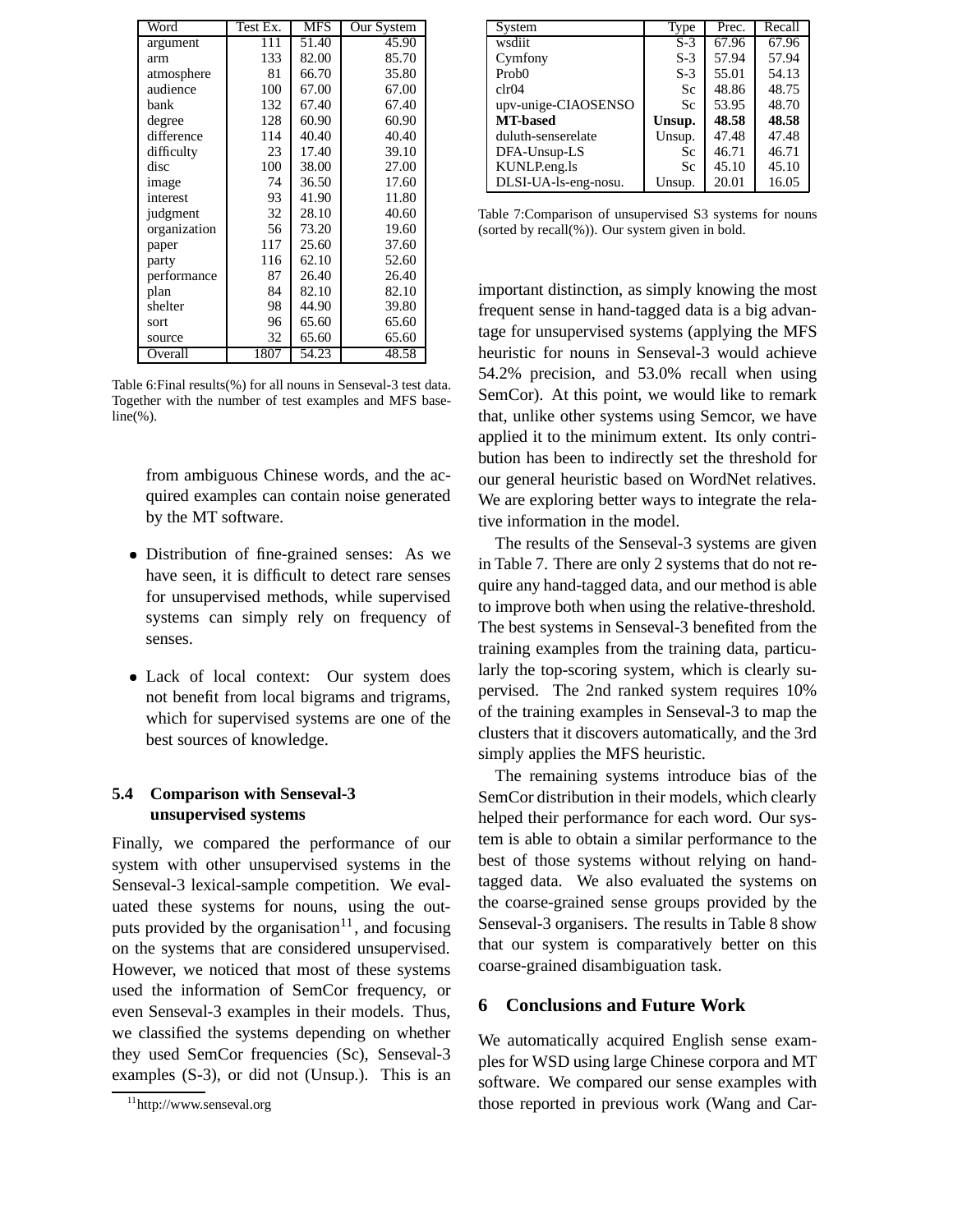| Word | Test Ex. | MFS | Our System |
|---|---|---|---|
| argument | 111 | 51.40 | 45.90 |
| arm | 133 | 82.00 | 85.70 |
| atmosphere | 81 | 66.70 | 35.80 |
| audience | 100 | 67.00 | 67.00 |
| bank | 132 | 67.40 | 67.40 |
| degree | 128 | 60.90 | 60.90 |
| difference | 114 | 40.40 | 40.40 |
| difficulty | 23 | 17.40 | 39.10 |
| disc | 100 | 38.00 | 27.00 |
| image | 74 | 36.50 | 17.60 |
| interest | 93 | 41.90 | 11.80 |
| judgment | 32 | 28.10 | 40.60 |
| organization | 56 | 73.20 | 19.60 |
| paper | 117 | 25.60 | 37.60 |
| party | 116 | 62.10 | 52.60 |
| performance | 87 | 26.40 | 26.40 |
| plan | 84 | 82.10 | 82.10 |
| shelter | 98 | 44.90 | 39.80 |
| sort | 96 | 65.60 | 65.60 |
| source | 32 | 65.60 | 65.60 |
| Overall | 1807 | 54.23 | 48.58 |

Table 6:Final results(%) for all nouns in Senseval-3 test data. Together with the number of test examples and MFS baseline(%).

from ambiguous Chinese words, and the acquired examples can contain noise generated by the MT software.

- Distribution of fine-grained senses: As we have seen, it is difficult to detect rare senses for unsupervised methods, while supervised systems can simply rely on frequency of senses.
- Lack of local context: Our system does not benefit from local bigrams and trigrams, which for supervised systems are one of the best sources of knowledge.

### 5.4 Comparison with Senseval-3 unsupervised systems

Finally, we compared the performance of our system with other unsupervised systems in the Senseval-3 lexical-sample competition. We evaluated these systems for nouns, using the outputs provided by the organisation[11], and focusing on the systems that are considered unsupervised. However, we noticed that most of these systems used the information of SemCor frequency, or even Senseval-3 examples in their models. Thus, we classified the systems depending on whether they used SemCor frequencies (Sc), Senseval-3 examples (S-3), or did not (Unsup.). This is an important distinction, as simply knowing the most frequent sense in hand-tagged data is a big advantage for unsupervised systems (applying the MFS heuristic for nouns in Senseval-3 would achieve 54.2% precision, and 53.0% recall when using SemCor). At this point, we would like to remark that, unlike other systems using Semcor, we have applied it to the minimum extent. Its only contribution has been to indirectly set the threshold for our general heuristic based on WordNet relatives. We are exploring better ways to integrate the relative information in the model.

[11] http://www.senseval.org

| System | Type | Prec. | Recall |
|---|---|---|---|
| wsdiit | S-3 | 67.96 | 67.96 |
| Cymfony | S-3 | 57.94 | 57.94 |
| Prob0 | S-3 | 55.01 | 54.13 |
| clr04 | Sc | 48.86 | 48.75 |
| upv-unige-CIAOSENSO | Sc | 53.95 | 48.70 |
| **MT-based** | **Unsup.** | **48.58** | **48.58** |
| duluth-senserelate | Unsup. | 47.48 | 47.48 |
| DFA-Unsup-LS | Sc | 46.71 | 46.71 |
| KUNLP.eng.ls | Sc | 45.10 | 45.10 |
| DLSI-UA-ls-eng-nosu. | Unsup. | 20.01 | 16.05 |

Table 7:Comparison of unsupervised S3 systems for nouns (sorted by recall(%)). Our system given in bold.

The results of the Senseval-3 systems are given in Table 7. There are only 2 systems that do not require any hand-tagged data, and our method is able to improve both when using the relative-threshold. The best systems in Senseval-3 benefited from the training examples from the training data, particularly the top-scoring system, which is clearly supervised. The 2nd ranked system requires 10% of the training examples in Senseval-3 to map the clusters that it discovers automatically, and the 3rd simply applies the MFS heuristic.

The remaining systems introduce bias of the SemCor distribution in their models, which clearly helped their performance for each word. Our system is able to obtain a similar performance to the best of those systems without relying on hand-tagged data. We also evaluated the systems on the coarse-grained sense groups provided by the Senseval-3 organisers. The results in Table 8 show that our system is comparatively better on this coarse-grained disambiguation task.

## 6 Conclusions and Future Work

We automatically acquired English sense examples for WSD using large Chinese corpora and MT software. We compared our sense examples with those reported in previous work (Wang and Car-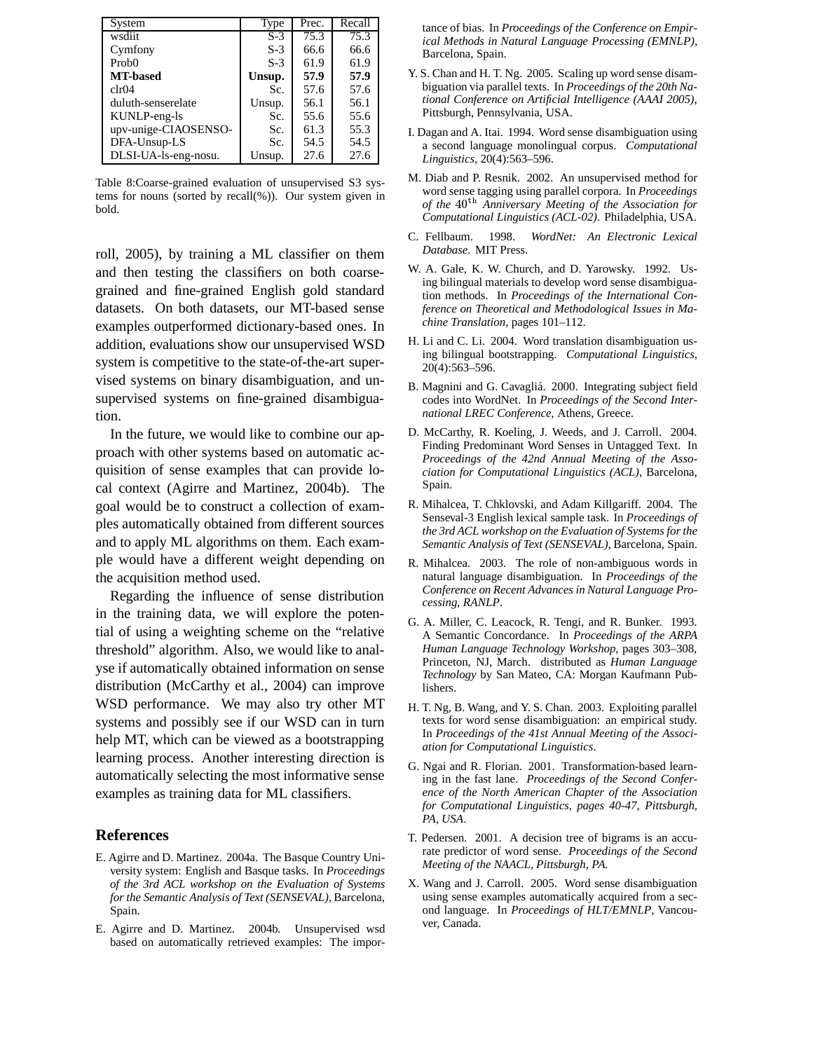| System | Type | Prec. | Recall |
|---|---|---|---|
| wsdiit | S-3 | 75.3 | 75.3 |
| Cymfony | S-3 | 66.6 | 66.6 |
| Prob0 | S-3 | 61.9 | 61.9 |
| **MT-based** | **Unsup.** | **57.9** | **57.9** |
| clr04 | Sc. | 57.6 | 57.6 |
| duluth-senserelate | Unsup. | 56.1 | 56.1 |
| KUNLP-eng-ls | Sc. | 55.6 | 55.6 |
| upv-unige-CIAOSENSO- | Sc. | 61.3 | 55.3 |
| DFA-Unsup-LS | Sc. | 54.5 | 54.5 |
| DLSI-UA-ls-eng-nosu. | Unsup. | 27.6 | 27.6 |

Table 8:Coarse-grained evaluation of unsupervised S3 systems for nouns (sorted by recall(%)). Our system given in bold.

roll, 2005), by training a ML classifier on them and then testing the classifiers on both coarse-grained and fine-grained English gold standard datasets. On both datasets, our MT-based sense examples outperformed dictionary-based ones. In addition, evaluations show our unsupervised WSD system is competitive to the state-of-the-art supervised systems on binary disambiguation, and unsupervised systems on fine-grained disambiguation.

In the future, we would like to combine our approach with other systems based on automatic acquisition of sense examples that can provide local context (Agirre and Martinez, 2004b). The goal would be to construct a collection of examples automatically obtained from different sources and to apply ML algorithms on them. Each example would have a different weight depending on the acquisition method used.

Regarding the influence of sense distribution in the training data, we will explore the potential of using a weighting scheme on the "relative threshold" algorithm. Also, we would like to analyse if automatically obtained information on sense distribution (McCarthy et al., 2004) can improve WSD performance. We may also try other MT systems and possibly see if our WSD can in turn help MT, which can be viewed as a bootstrapping learning process. Another interesting direction is automatically selecting the most informative sense examples as training data for ML classifiers.

## References

E. Agirre and D. Martinez. 2004a. The Basque Country University system: English and Basque tasks. In *Proceedings of the 3rd ACL workshop on the Evaluation of Systems for the Semantic Analysis of Text (SENSEVAL)*, Barcelona, Spain.

E. Agirre and D. Martinez. 2004b. Unsupervised wsd based on automatically retrieved examples: The importance of bias. In *Proceedings of the Conference on Empirical Methods in Natural Language Processing (EMNLP)*, Barcelona, Spain.

Y. S. Chan and H. T. Ng. 2005. Scaling up word sense disambiguation via parallel texts. In *Proceedings of the 20th National Conference on Artificial Intelligence (AAAI 2005)*, Pittsburgh, Pennsylvania, USA.

I. Dagan and A. Itai. 1994. Word sense disambiguation using a second language monolingual corpus. *Computational Linguistics*, 20(4):563–596.

M. Diab and P. Resnik. 2002. An unsupervised method for word sense tagging using parallel corpora. In *Proceedings of the $40^{th}$ Anniversary Meeting of the Association for Computational Linguistics (ACL-02)*. Philadelphia, USA.

C. Fellbaum. 1998. *WordNet: An Electronic Lexical Database*. MIT Press.

W. A. Gale, K. W. Church, and D. Yarowsky. 1992. Using bilingual materials to develop word sense disambiguation methods. In *Proceedings of the International Conference on Theoretical and Methodological Issues in Machine Translation*, pages 101–112.

H. Li and C. Li. 2004. Word translation disambiguation using bilingual bootstrapping. *Computational Linguistics*, 20(4):563–596.

B. Magnini and G. Cavagliá. 2000. Integrating subject field codes into WordNet. In *Proceedings of the Second International LREC Conference*, Athens, Greece.

D. McCarthy, R. Koeling, J. Weeds, and J. Carroll. 2004. Finding Predominant Word Senses in Untagged Text. In *Proceedings of the 42nd Annual Meeting of the Association for Computational Linguistics (ACL)*, Barcelona, Spain.

R. Mihalcea, T. Chklovski, and Adam Killgariff. 2004. The Senseval-3 English lexical sample task. In *Proceedings of the 3rd ACL workshop on the Evaluation of Systems for the Semantic Analysis of Text (SENSEVAL)*, Barcelona, Spain.

R. Mihalcea. 2003. The role of non-ambiguous words in natural language disambiguation. In *Proceedings of the Conference on Recent Advances in Natural Language Processing, RANLP*.

G. A. Miller, C. Leacock, R. Tengi, and R. Bunker. 1993. A Semantic Concordance. In *Proceedings of the ARPA Human Language Technology Workshop*, pages 303–308, Princeton, NJ, March. distributed as *Human Language Technology* by San Mateo, CA: Morgan Kaufmann Publishers.

H. T. Ng, B. Wang, and Y. S. Chan. 2003. Exploiting parallel texts for word sense disambiguation: an empirical study. In *Proceedings of the 41st Annual Meeting of the Association for Computational Linguistics*.

G. Ngai and R. Florian. 2001. Transformation-based learning in the fast lane. *Proceedings of the Second Conference of the North American Chapter of the Association for Computational Linguistics, pages 40-47, Pittsburgh, PA, USA*.

T. Pedersen. 2001. A decision tree of bigrams is an accurate predictor of word sense. *Proceedings of the Second Meeting of the NAACL, Pittsburgh, PA.*

X. Wang and J. Carroll. 2005. Word sense disambiguation using sense examples automatically acquired from a second language. In *Proceedings of HLT/EMNLP*, Vancouver, Canada.